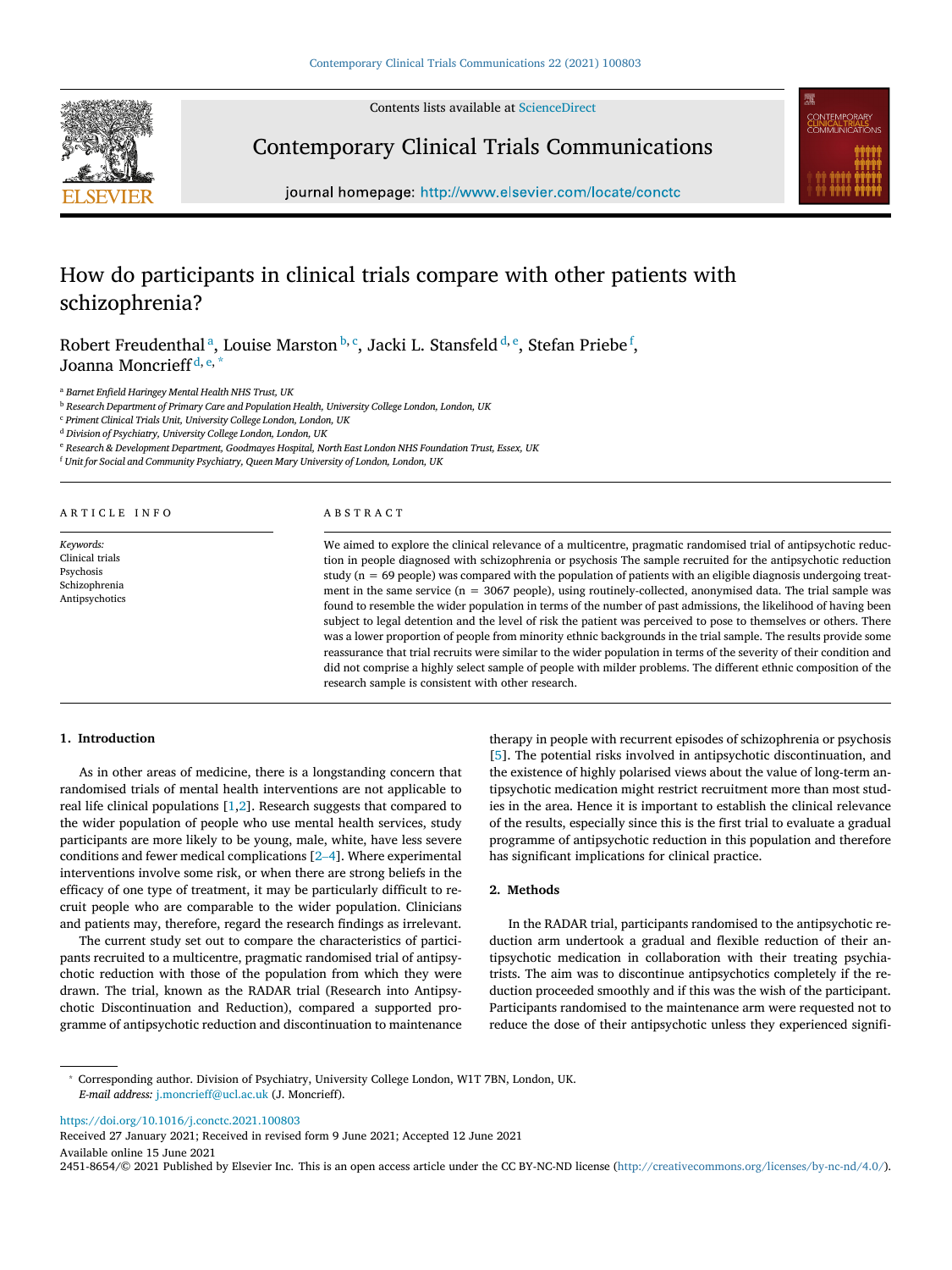# How do participants in clinical trials compare with other patients with schizophrenia?

Robert Freudenthal [a], Louise Marston [b,c], Jacki L. Stansfeld [d,e], Stefan Priebe [f], Joanna Moncrieff [d,e,*]

[a] Barnet Enfield Haringey Mental Health NHS Trust, UK
[b] Research Department of Primary Care and Population Health, University College London, London, UK
[c] Priment Clinical Trials Unit, University College London, London, UK
[d] Division of Psychiatry, University College London, London, UK
[e] Research & Development Department, Goodmayes Hospital, North East London NHS Foundation Trust, Essex, UK
[f] Unit for Social and Community Psychiatry, Queen Mary University of London, London, UK

ARTICLE INFO

*Keywords:*
Clinical trials
Psychosis
Schizophrenia
Antipsychotics

ABSTRACT

We aimed to explore the clinical relevance of a multicentre, pragmatic randomised trial of antipsychotic reduction in people diagnosed with schizophrenia or psychosis The sample recruited for the antipsychotic reduction study (n = 69 people) was compared with the population of patients with an eligible diagnosis undergoing treatment in the same service (n = 3067 people), using routinely-collected, anonymised data. The trial sample was found to resemble the wider population in terms of the number of past admissions, the likelihood of having been subject to legal detention and the level of risk the patient was perceived to pose to themselves or others. There was a lower proportion of people from minority ethnic backgrounds in the trial sample. The results provide some reassurance that trial recruits were similar to the wider population in terms of the severity of their condition and did not comprise a highly select sample of people with milder problems. The different ethnic composition of the research sample is consistent with other research.

## 1. Introduction

As in other areas of medicine, there is a longstanding concern that randomised trials of mental health interventions are not applicable to real life clinical populations [1,2]. Research suggests that compared to the wider population of people who use mental health services, study participants are more likely to be young, male, white, have less severe conditions and fewer medical complications [2–4]. Where experimental interventions involve some risk, or when there are strong beliefs in the efficacy of one type of treatment, it may be particularly difficult to recruit people who are comparable to the wider population. Clinicians and patients may, therefore, regard the research findings as irrelevant.

The current study set out to compare the characteristics of participants recruited to a multicentre, pragmatic randomised trial of antipsychotic reduction with those of the population from which they were drawn. The trial, known as the RADAR trial (Research into Antipsychotic Discontinuation and Reduction), compared a supported programme of antipsychotic reduction and discontinuation to maintenance therapy in people with recurrent episodes of schizophrenia or psychosis [5]. The potential risks involved in antipsychotic discontinuation, and the existence of highly polarised views about the value of long-term antipsychotic medication might restrict recruitment more than most studies in the area. Hence it is important to establish the clinical relevance of the results, especially since this is the first trial to evaluate a gradual programme of antipsychotic reduction in this population and therefore has significant implications for clinical practice.

## 2. Methods

In the RADAR trial, participants randomised to the antipsychotic reduction arm undertook a gradual and flexible reduction of their antipsychotic medication in collaboration with their treating psychiatrists. The aim was to discontinue antipsychotics completely if the reduction proceeded smoothly and if this was the wish of the participant. Participants randomised to the maintenance arm were requested not to reduce the dose of their antipsychotic unless they experienced signifi-

* Corresponding author. Division of Psychiatry, University College London, W1T 7BN, London, UK.
*E-mail address:* j.moncrieff@ucl.ac.uk (J. Moncrieff).

https://doi.org/10.1016/j.conctc.2021.100803
Received 27 January 2021; Received in revised form 9 June 2021; Accepted 12 June 2021
Available online 15 June 2021
2451-8654/© 2021 Published by Elsevier Inc. This is an open access article under the CC BY-NC-ND license (http://creativecommons.org/licenses/by-nc-nd/4.0/).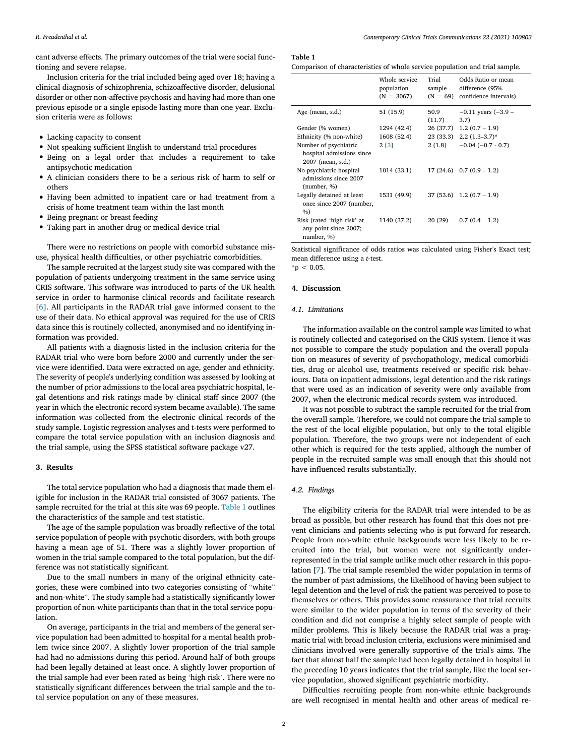cant adverse effects. The primary outcomes of the trial were social functioning and severe relapse.

Inclusion criteria for the trial included being aged over 18; having a clinical diagnosis of schizophrenia, schizoaffective disorder, delusional disorder or other non-affective psychosis and having had more than one previous episode or a single episode lasting more than one year. Exclusion criteria were as follows:

- Lacking capacity to consent
- Not speaking sufficient English to understand trial procedures
- Being on a legal order that includes a requirement to take antipsychotic medication
- A clinician considers there to be a serious risk of harm to self or others
- Having been admitted to inpatient care or had treatment from a crisis of home treatment team within the last month
- Being pregnant or breast feeding
- Taking part in another drug or medical device trial

There were no restrictions on people with comorbid substance misuse, physical health difficulties, or other psychiatric comorbidities.

The sample recruited at the largest study site was compared with the population of patients undergoing treatment in the same service using CRIS software. This software was introduced to parts of the UK health service in order to harmonise clinical records and facilitate research [6]. All participants in the RADAR trial gave informed consent to the use of their data. No ethical approval was required for the use of CRIS data since this is routinely collected, anonymised and no identifying information was provided.

All patients with a diagnosis listed in the inclusion criteria for the RADAR trial who were born before 2000 and currently under the service were identified. Data were extracted on age, gender and ethnicity. The severity of people's underlying condition was assessed by looking at the number of prior admissions to the local area psychiatric hospital, legal detentions and risk ratings made by clinical staff since 2007 (the year in which the electronic record system became available). The same information was collected from the electronic clinical records of the study sample. Logistic regression analyses and t-tests were performed to compare the total service population with an inclusion diagnosis and the trial sample, using the SPSS statistical software package v27.

## 3. Results

The total service population who had a diagnosis that made them eligible for inclusion in the RADAR trial consisted of 3067 patients. The sample recruited for the trial at this site was 69 people. Table 1 outlines the characteristics of the sample and test statistic.

The age of the sample population was broadly reflective of the total service population of people with psychotic disorders, with both groups having a mean age of 51. There was a slightly lower proportion of women in the trial sample compared to the total population, but the difference was not statistically significant.

Due to the small numbers in many of the original ethnicity categories, these were combined into two categories consisting of "white" and non-white". The study sample had a statistically significantly lower proportion of non-white participants than that in the total service population.

On average, participants in the trial and members of the general service population had been admitted to hospital for a mental health problem twice since 2007. A slightly lower proportion of the trial sample had had no admissions during this period. Around half of both groups had been legally detained at least once. A slightly lower proportion of the trial sample had ever been rated as being 'high risk'. There were no statistically significant differences between the trial sample and the total service population on any of these measures.

**Table 1**
Comparison of characteristics of whole service population and trial sample.

| | Whole service population (N = 3067) | Trial sample (N = 69) | Odds Ratio or mean difference (95% confidence intervals) |
|---|---|---|---|
| Age (mean, s.d.) | 51 (15.9) | 50.9 (11.7) | −0.11 years (−3.9 – 3.7) |
| Gender (% women) | 1294 (42.4) | 26 (37.7) | 1.2 (0.7 – 1.9) |
| Ethnicity (% non-white) | 1608 (52.4) | 23 (33.3) | 2.2 (1.3–3.7)* |
| Number of psychiatric hospital admissions since 2007 (mean, s.d.) | 2 [3] | 2 (1.8) | −0.04 (−0.7 - 0.7) |
| No psychiatric hospital admissions since 2007 (number, %) | 1014 (33.1) | 17 (24.6) | 0.7 (0.9 – 1.2) |
| Legally detained at least once since 2007 (number, %) | 1531 (49.9) | 37 (53.6) | 1.2 (0.7 – 1.9) |
| Risk (rated 'high risk' at any point since 2007; number, %) | 1140 (37.2) | 20 (29) | 0.7 (0.4 – 1.2) |

Statistical significance of odds ratios was calculated using Fisher's Exact test; mean difference using a *t*-test.
*$p < 0.05$.

## 4. Discussion

### 4.1. Limitations

The information available on the control sample was limited to what is routinely collected and categorised on the CRIS system. Hence it was not possible to compare the study population and the overall population on measures of severity of psychopathology, medical comorbidities, drug or alcohol use, treatments received or specific risk behaviours. Data on inpatient admissions, legal detention and the risk ratings that were used as an indication of severity were only available from 2007, when the electronic medical records system was introduced.

It was not possible to subtract the sample recruited for the trial from the overall sample. Therefore, we could not compare the trial sample to the rest of the local eligible population, but only to the total eligible population. Therefore, the two groups were not independent of each other which is required for the tests applied, although the number of people in the recruited sample was small enough that this should not have influenced results substantially.

### 4.2. Findings

The eligibility criteria for the RADAR trial were intended to be as broad as possible, but other research has found that this does not prevent clinicians and patients selecting who is put forward for research. People from non-white ethnic backgrounds were less likely to be recruited into the trial, but women were not significantly underrepresented in the trial sample unlike much other research in this population [7]. The trial sample resembled the wider population in terms of the number of past admissions, the likelihood of having been subject to legal detention and the level of risk the patient was perceived to pose to themselves or others. This provides some reassurance that trial recruits were similar to the wider population in terms of the severity of their condition and did not comprise a highly select sample of people with milder problems. This is likely because the RADAR trial was a pragmatic trial with broad inclusion criteria, exclusions were minimised and clinicians involved were generally supportive of the trial's aims. The fact that almost half the sample had been legally detained in hospital in the preceding 10 years indicates that the trial sample, like the local service population, showed significant psychiatric morbidity.

Difficulties recruiting people from non-white ethnic backgrounds are well recognised in mental health and other areas of medical re-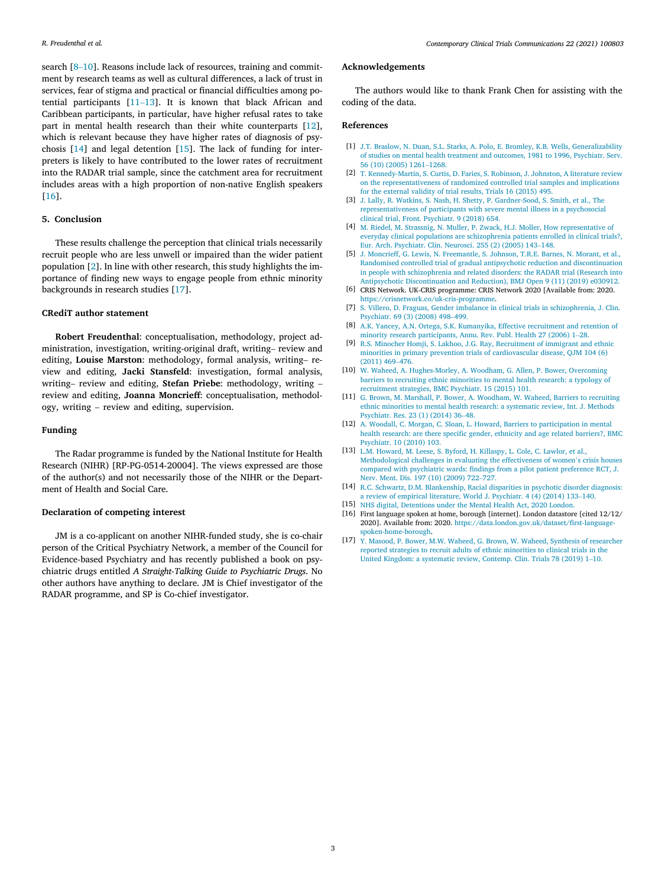search [8–10]. Reasons include lack of resources, training and commitment by research teams as well as cultural differences, a lack of trust in services, fear of stigma and practical or financial difficulties among potential participants [11–13]. It is known that black African and Caribbean participants, in particular, have higher refusal rates to take part in mental health research than their white counterparts [12], which is relevant because they have higher rates of diagnosis of psychosis [14] and legal detention [15]. The lack of funding for interpreters is likely to have contributed to the lower rates of recruitment into the RADAR trial sample, since the catchment area for recruitment includes areas with a high proportion of non-native English speakers [16].

## 5. Conclusion

These results challenge the perception that clinical trials necessarily recruit people who are less unwell or impaired than the wider patient population [2]. In line with other research, this study highlights the importance of finding new ways to engage people from ethnic minority backgrounds in research studies [17].

## CRediT author statement

**Robert Freudenthal**: conceptualisation, methodology, project administration, investigation, writing-original draft, writing– review and editing, **Louise Marston**: methodology, formal analysis, writing– review and editing, **Jacki Stansfeld**: investigation, formal analysis, writing– review and editing, **Stefan Priebe**: methodology, writing – review and editing, **Joanna Moncrieff**: conceptualisation, methodology, writing – review and editing, supervision.

## Funding

The Radar programme is funded by the National Institute for Health Research (NIHR) [RP-PG-0514-20004]. The views expressed are those of the author(s) and not necessarily those of the NIHR or the Department of Health and Social Care.

## Declaration of competing interest

JM is a co-applicant on another NIHR-funded study, she is co-chair person of the Critical Psychiatry Network, a member of the Council for Evidence-based Psychiatry and has recently published a book on psychiatric drugs entitled *A Straight-Talking Guide to Psychiatric Drugs*. No other authors have anything to declare. JM is Chief investigator of the RADAR programme, and SP is Co-chief investigator.

## Acknowledgements

The authors would like to thank Frank Chen for assisting with the coding of the data.

## References

[1] J.T. Braslow, N. Duan, S.L. Starks, A. Polo, E. Bromley, K.B. Wells, Generalizability of studies on mental health treatment and outcomes, 1981 to 1996, Psychiatr. Serv. 56 (10) (2005) 1261–1268.

[2] T. Kennedy-Martin, S. Curtis, D. Faries, S. Robinson, J. Johnston, A literature review on the representativeness of randomized controlled trial samples and implications for the external validity of trial results, Trials 16 (2015) 495.

[3] J. Lally, R. Watkins, S. Nash, H. Shetty, P. Gardner-Sood, S. Smith, et al., The representativeness of participants with severe mental illness in a psychosocial clinical trial, Front. Psychiatr. 9 (2018) 654.

[4] M. Riedel, M. Strassnig, N. Muller, P. Zwack, H.J. Moller, How representative of everyday clinical populations are schizophrenia patients enrolled in clinical trials?, Eur. Arch. Psychiatr. Clin. Neurosci. 255 (2) (2005) 143–148.

[5] J. Moncrieff, G. Lewis, N. Freemantle, S. Johnson, T.R.E. Barnes, N. Morant, et al., Randomised controlled trial of gradual antipsychotic reduction and discontinuation in people with schizophrenia and related disorders: the RADAR trial (Research into Antipsychotic Discontinuation and Reduction), BMJ Open 9 (11) (2019) e030912.

[6] CRIS Network. UK-CRIS programme: CRIS Network 2020 [Available from: 2020. https://crisnetwork.co/uk-cris-programme.

[7] S. Villero, D. Fraguas, Gender imbalance in clinical trials in schizophrenia, J. Clin. Psychiatr. 69 (3) (2008) 498–499.

[8] A.K. Yancey, A.N. Ortega, S.K. Kumanyika, Effective recruitment and retention of minority research participants, Annu. Rev. Publ. Health 27 (2006) 1–28.

[9] R.S. Minocher Homji, S. Lakhoo, J.G. Ray, Recruitment of immigrant and ethnic minorities in primary prevention trials of cardiovascular disease, QJM 104 (6) (2011) 469–476.

[10] W. Waheed, A. Hughes-Morley, A. Woodham, G. Allen, P. Bower, Overcoming barriers to recruiting ethnic minorities to mental health research: a typology of recruitment strategies, BMC Psychiatr. 15 (2015) 101.

[11] G. Brown, M. Marshall, P. Bower, A. Woodham, W. Waheed, Barriers to recruiting ethnic minorities to mental health research: a systematic review, Int. J. Methods Psychiatr. Res. 23 (1) (2014) 36–48.

[12] A. Woodall, C. Morgan, C. Sloan, L. Howard, Barriers to participation in mental health research: are there specific gender, ethnicity and age related barriers?, BMC Psychiatr. 10 (2010) 103.

[13] L.M. Howard, M. Leese, S. Byford, H. Killaspy, L. Cole, C. Lawlor, et al., Methodological challenges in evaluating the effectiveness of women's crisis houses compared with psychiatric wards: findings from a pilot patient preference RCT, J. Nerv. Ment. Dis. 197 (10) (2009) 722–727.

[14] R.C. Schwartz, D.M. Blankenship, Racial disparities in psychotic disorder diagnosis: a review of empirical literature, World J. Psychiatr. 4 (4) (2014) 133–140.

[15] NHS digital, Detentions under the Mental Health Act, 2020 London.

[16] First language spoken at home, borough [internet]. London datastore [cited 12/12/2020]. Available from: 2020. https://data.london.gov.uk/dataset/first-language-spoken-home-borough.

[17] Y. Masood, P. Bower, M.W. Waheed, G. Brown, W. Waheed, Synthesis of researcher reported strategies to recruit adults of ethnic minorities to clinical trials in the United Kingdom: a systematic review, Contemp. Clin. Trials 78 (2019) 1–10.